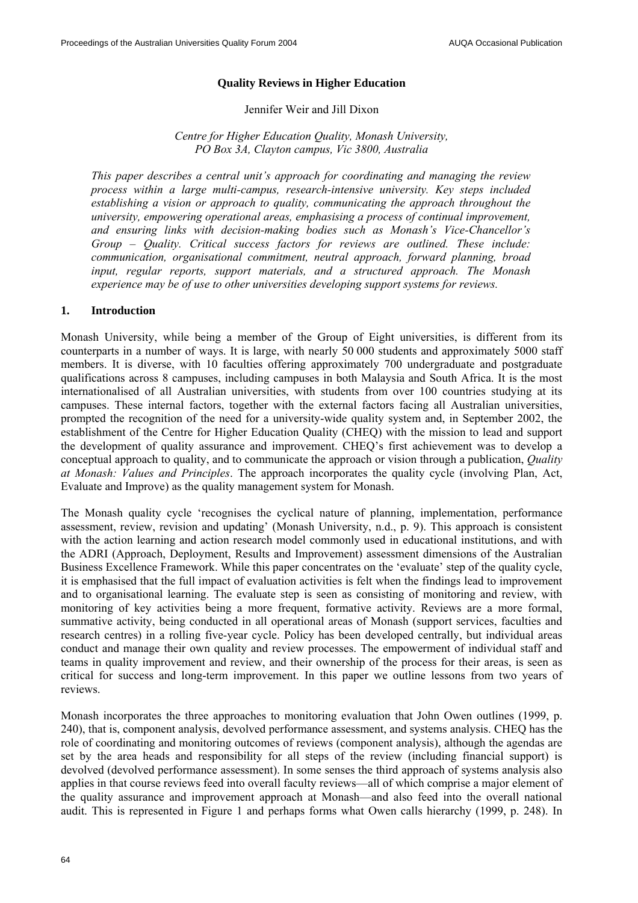# Quality Reviews in Higher Education

Jennifer Weir and Jill Dixon

*Centre for Higher Education Quality, Monash University, PO Box 3A, Clayton campus, Vic 3800, Australia*

*This paper describes a central unit's approach for coordinating and managing the review process within a large multi-campus, research-intensive university. Key steps included establishing a vision or approach to quality, communicating the approach throughout the university, empowering operational areas, emphasising a process of continual improvement, and ensuring links with decision-making bodies such as Monash's Vice-Chancellor's Group – Quality. Critical success factors for reviews are outlined. These include: communication, organisational commitment, neutral approach, forward planning, broad input, regular reports, support materials, and a structured approach. The Monash experience may be of use to other universities developing support systems for reviews.*

## 1. Introduction

Monash University, while being a member of the Group of Eight universities, is different from its counterparts in a number of ways. It is large, with nearly 50 000 students and approximately 5000 staff members. It is diverse, with 10 faculties offering approximately 700 undergraduate and postgraduate qualifications across 8 campuses, including campuses in both Malaysia and South Africa. It is the most internationalised of all Australian universities, with students from over 100 countries studying at its campuses. These internal factors, together with the external factors facing all Australian universities, prompted the recognition of the need for a university-wide quality system and, in September 2002, the establishment of the Centre for Higher Education Quality (CHEQ) with the mission to lead and support the development of quality assurance and improvement. CHEQ's first achievement was to develop a conceptual approach to quality, and to communicate the approach or vision through a publication, *Quality at Monash: Values and Principles*. The approach incorporates the quality cycle (involving Plan, Act, Evaluate and Improve) as the quality management system for Monash.

The Monash quality cycle 'recognises the cyclical nature of planning, implementation, performance assessment, review, revision and updating' (Monash University, n.d., p. 9). This approach is consistent with the action learning and action research model commonly used in educational institutions, and with the ADRI (Approach, Deployment, Results and Improvement) assessment dimensions of the Australian Business Excellence Framework. While this paper concentrates on the 'evaluate' step of the quality cycle, it is emphasised that the full impact of evaluation activities is felt when the findings lead to improvement and to organisational learning. The evaluate step is seen as consisting of monitoring and review, with monitoring of key activities being a more frequent, formative activity. Reviews are a more formal, summative activity, being conducted in all operational areas of Monash (support services, faculties and research centres) in a rolling five-year cycle. Policy has been developed centrally, but individual areas conduct and manage their own quality and review processes. The empowerment of individual staff and teams in quality improvement and review, and their ownership of the process for their areas, is seen as critical for success and long-term improvement. In this paper we outline lessons from two years of reviews.

Monash incorporates the three approaches to monitoring evaluation that John Owen outlines (1999, p. 240), that is, component analysis, devolved performance assessment, and systems analysis. CHEQ has the role of coordinating and monitoring outcomes of reviews (component analysis), although the agendas are set by the area heads and responsibility for all steps of the review (including financial support) is devolved (devolved performance assessment). In some senses the third approach of systems analysis also applies in that course reviews feed into overall faculty reviews—all of which comprise a major element of the quality assurance and improvement approach at Monash—and also feed into the overall national audit. This is represented in Figure 1 and perhaps forms what Owen calls hierarchy (1999, p. 248). In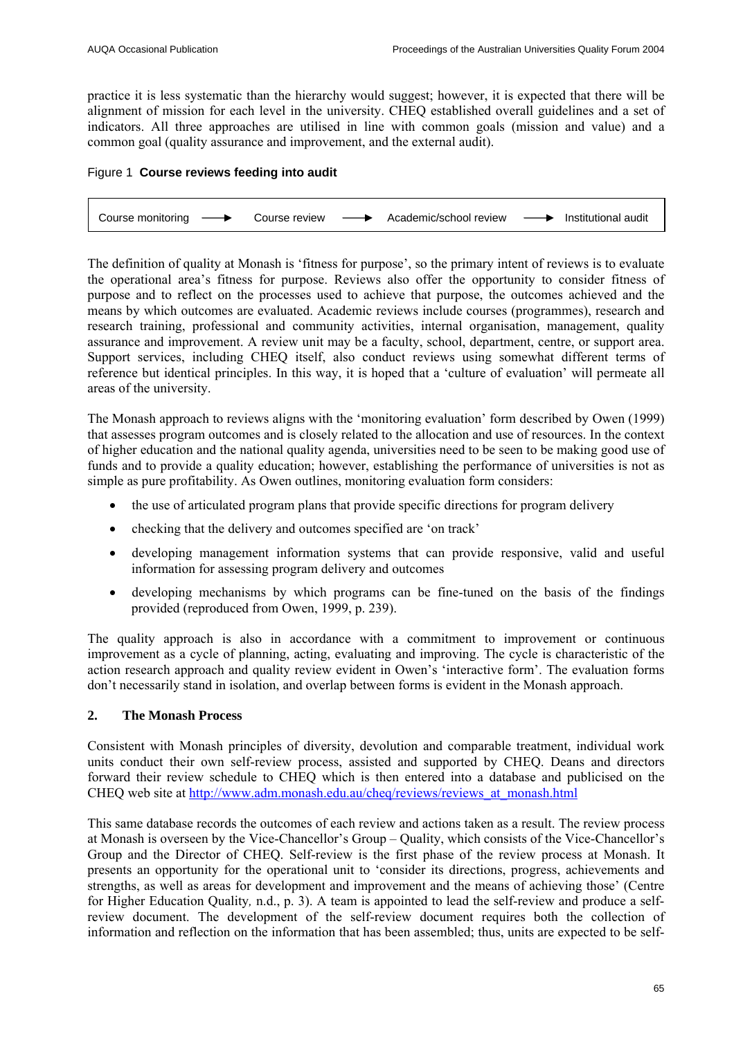practice it is less systematic than the hierarchy would suggest; however, it is expected that there will be alignment of mission for each level in the university. CHEQ established overall guidelines and a set of indicators. All three approaches are utilised in line with common goals (mission and value) and a common goal (quality assurance and improvement, and the external audit).

Figure 1 **Course reviews feeding into audit**

Course monitoring ⟶ Course review ⟶ Academic/school review ⟶ Institutional audit

The definition of quality at Monash is 'fitness for purpose', so the primary intent of reviews is to evaluate the operational area's fitness for purpose. Reviews also offer the opportunity to consider fitness of purpose and to reflect on the processes used to achieve that purpose, the outcomes achieved and the means by which outcomes are evaluated. Academic reviews include courses (programmes), research and research training, professional and community activities, internal organisation, management, quality assurance and improvement. A review unit may be a faculty, school, department, centre, or support area. Support services, including CHEQ itself, also conduct reviews using somewhat different terms of reference but identical principles. In this way, it is hoped that a 'culture of evaluation' will permeate all areas of the university.

The Monash approach to reviews aligns with the 'monitoring evaluation' form described by Owen (1999) that assesses program outcomes and is closely related to the allocation and use of resources. In the context of higher education and the national quality agenda, universities need to be seen to be making good use of funds and to provide a quality education; however, establishing the performance of universities is not as simple as pure profitability. As Owen outlines, monitoring evaluation form considers:

- the use of articulated program plans that provide specific directions for program delivery
- checking that the delivery and outcomes specified are 'on track'
- developing management information systems that can provide responsive, valid and useful information for assessing program delivery and outcomes
- developing mechanisms by which programs can be fine-tuned on the basis of the findings provided (reproduced from Owen, 1999, p. 239).

The quality approach is also in accordance with a commitment to improvement or continuous improvement as a cycle of planning, acting, evaluating and improving. The cycle is characteristic of the action research approach and quality review evident in Owen's 'interactive form'. The evaluation forms don't necessarily stand in isolation, and overlap between forms is evident in the Monash approach.

## 2. The Monash Process

Consistent with Monash principles of diversity, devolution and comparable treatment, individual work units conduct their own self-review process, assisted and supported by CHEQ. Deans and directors forward their review schedule to CHEQ which is then entered into a database and publicised on the CHEQ web site at http://www.adm.monash.edu.au/cheq/reviews/reviews_at_monash.html

This same database records the outcomes of each review and actions taken as a result. The review process at Monash is overseen by the Vice-Chancellor's Group – Quality, which consists of the Vice-Chancellor's Group and the Director of CHEQ. Self-review is the first phase of the review process at Monash. It presents an opportunity for the operational unit to 'consider its directions, progress, achievements and strengths, as well as areas for development and improvement and the means of achieving those' (Centre for Higher Education Quality*,* n.d., p. 3). A team is appointed to lead the self-review and produce a self-review document. The development of the self-review document requires both the collection of information and reflection on the information that has been assembled; thus, units are expected to be self-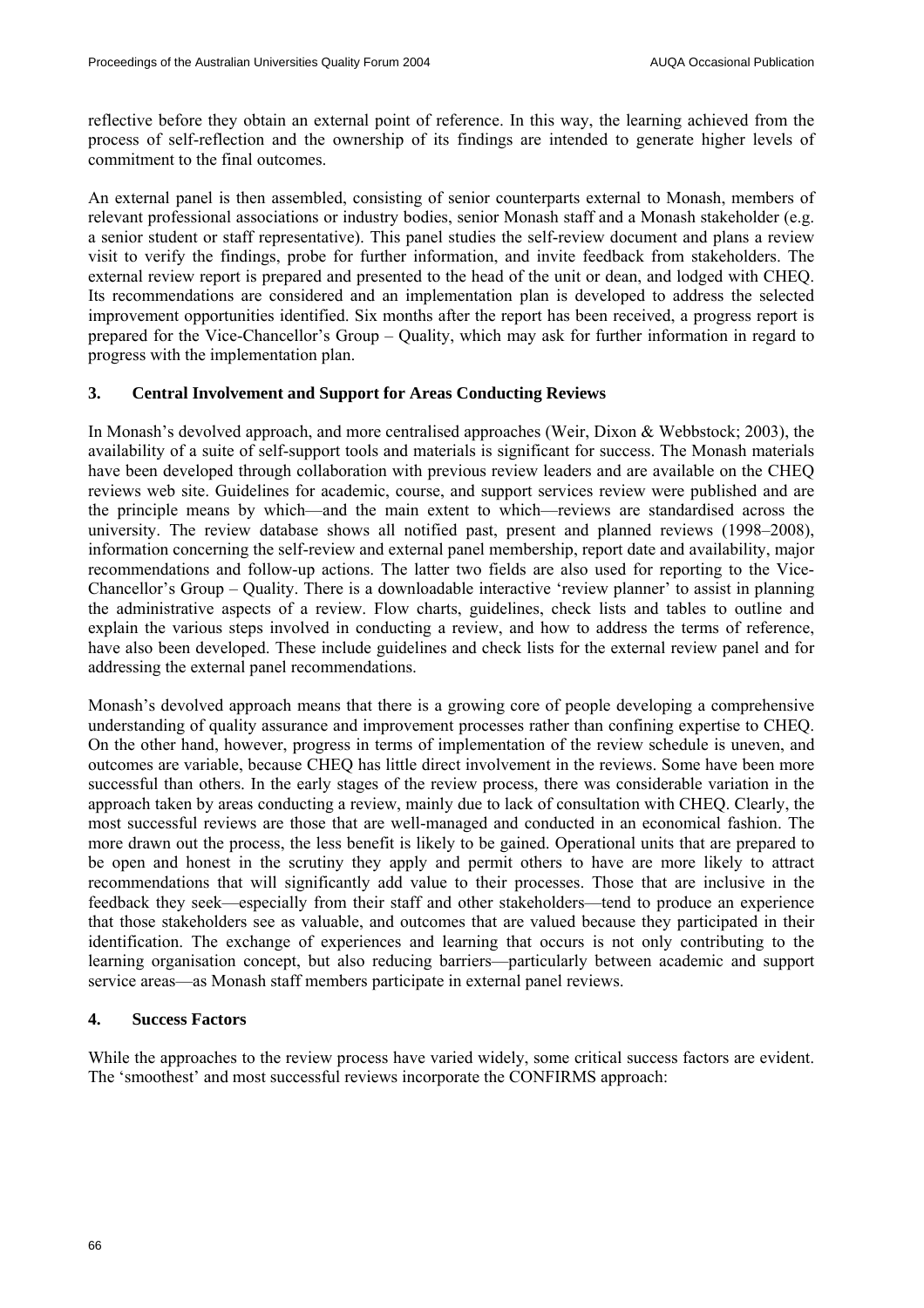reflective before they obtain an external point of reference. In this way, the learning achieved from the process of self-reflection and the ownership of its findings are intended to generate higher levels of commitment to the final outcomes.

An external panel is then assembled, consisting of senior counterparts external to Monash, members of relevant professional associations or industry bodies, senior Monash staff and a Monash stakeholder (e.g. a senior student or staff representative). This panel studies the self-review document and plans a review visit to verify the findings, probe for further information, and invite feedback from stakeholders. The external review report is prepared and presented to the head of the unit or dean, and lodged with CHEQ. Its recommendations are considered and an implementation plan is developed to address the selected improvement opportunities identified. Six months after the report has been received, a progress report is prepared for the Vice-Chancellor's Group – Quality, which may ask for further information in regard to progress with the implementation plan.

## 3. Central Involvement and Support for Areas Conducting Reviews

In Monash's devolved approach, and more centralised approaches (Weir, Dixon & Webbstock; 2003), the availability of a suite of self-support tools and materials is significant for success. The Monash materials have been developed through collaboration with previous review leaders and are available on the CHEQ reviews web site. Guidelines for academic, course, and support services review were published and are the principle means by which—and the main extent to which—reviews are standardised across the university. The review database shows all notified past, present and planned reviews (1998–2008), information concerning the self-review and external panel membership, report date and availability, major recommendations and follow-up actions. The latter two fields are also used for reporting to the Vice-Chancellor's Group – Quality. There is a downloadable interactive 'review planner' to assist in planning the administrative aspects of a review. Flow charts, guidelines, check lists and tables to outline and explain the various steps involved in conducting a review, and how to address the terms of reference, have also been developed. These include guidelines and check lists for the external review panel and for addressing the external panel recommendations.

Monash's devolved approach means that there is a growing core of people developing a comprehensive understanding of quality assurance and improvement processes rather than confining expertise to CHEQ. On the other hand, however, progress in terms of implementation of the review schedule is uneven, and outcomes are variable, because CHEQ has little direct involvement in the reviews. Some have been more successful than others. In the early stages of the review process, there was considerable variation in the approach taken by areas conducting a review, mainly due to lack of consultation with CHEQ. Clearly, the most successful reviews are those that are well-managed and conducted in an economical fashion. The more drawn out the process, the less benefit is likely to be gained. Operational units that are prepared to be open and honest in the scrutiny they apply and permit others to have are more likely to attract recommendations that will significantly add value to their processes. Those that are inclusive in the feedback they seek—especially from their staff and other stakeholders—tend to produce an experience that those stakeholders see as valuable, and outcomes that are valued because they participated in their identification. The exchange of experiences and learning that occurs is not only contributing to the learning organisation concept, but also reducing barriers—particularly between academic and support service areas—as Monash staff members participate in external panel reviews.

## 4. Success Factors

While the approaches to the review process have varied widely, some critical success factors are evident. The 'smoothest' and most successful reviews incorporate the CONFIRMS approach: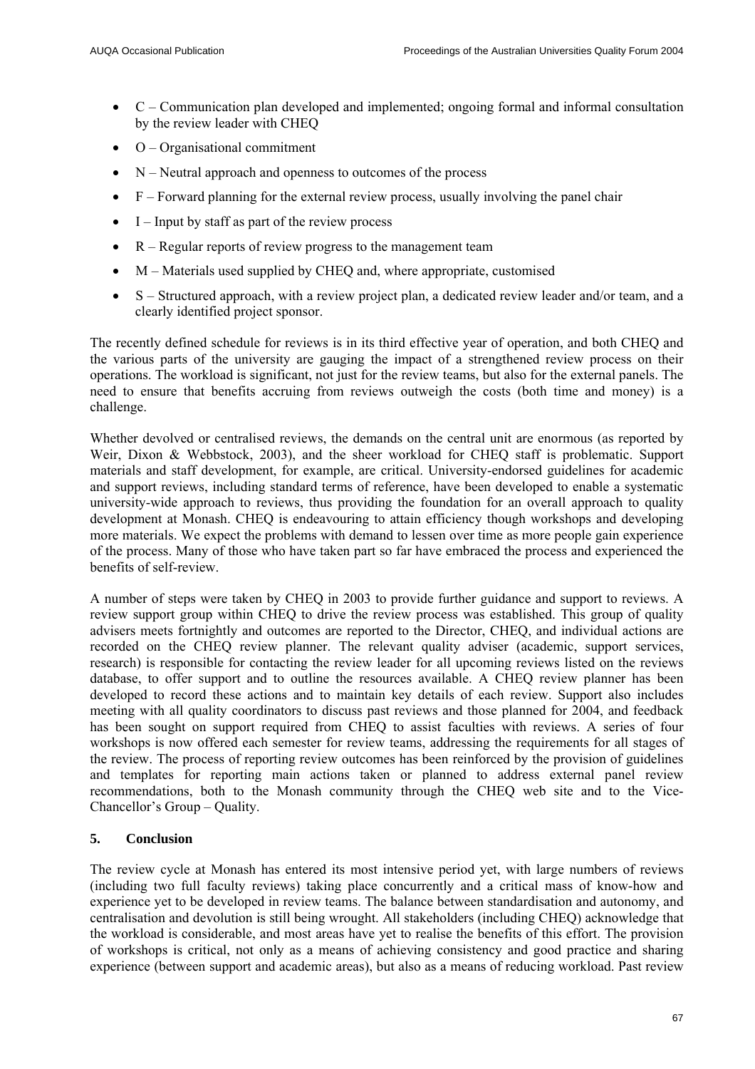- C – Communication plan developed and implemented; ongoing formal and informal consultation by the review leader with CHEQ
- O – Organisational commitment
- N – Neutral approach and openness to outcomes of the process
- F – Forward planning for the external review process, usually involving the panel chair
- I – Input by staff as part of the review process
- R – Regular reports of review progress to the management team
- M – Materials used supplied by CHEQ and, where appropriate, customised
- S – Structured approach, with a review project plan, a dedicated review leader and/or team, and a clearly identified project sponsor.

The recently defined schedule for reviews is in its third effective year of operation, and both CHEQ and the various parts of the university are gauging the impact of a strengthened review process on their operations. The workload is significant, not just for the review teams, but also for the external panels. The need to ensure that benefits accruing from reviews outweigh the costs (both time and money) is a challenge.

Whether devolved or centralised reviews, the demands on the central unit are enormous (as reported by Weir, Dixon & Webbstock, 2003), and the sheer workload for CHEQ staff is problematic. Support materials and staff development, for example, are critical. University-endorsed guidelines for academic and support reviews, including standard terms of reference, have been developed to enable a systematic university-wide approach to reviews, thus providing the foundation for an overall approach to quality development at Monash. CHEQ is endeavouring to attain efficiency though workshops and developing more materials. We expect the problems with demand to lessen over time as more people gain experience of the process. Many of those who have taken part so far have embraced the process and experienced the benefits of self-review.

A number of steps were taken by CHEQ in 2003 to provide further guidance and support to reviews. A review support group within CHEQ to drive the review process was established. This group of quality advisers meets fortnightly and outcomes are reported to the Director, CHEQ, and individual actions are recorded on the CHEQ review planner. The relevant quality adviser (academic, support services, research) is responsible for contacting the review leader for all upcoming reviews listed on the reviews database, to offer support and to outline the resources available. A CHEQ review planner has been developed to record these actions and to maintain key details of each review. Support also includes meeting with all quality coordinators to discuss past reviews and those planned for 2004, and feedback has been sought on support required from CHEQ to assist faculties with reviews. A series of four workshops is now offered each semester for review teams, addressing the requirements for all stages of the review. The process of reporting review outcomes has been reinforced by the provision of guidelines and templates for reporting main actions taken or planned to address external panel review recommendations, both to the Monash community through the CHEQ web site and to the Vice-Chancellor's Group – Quality.

## 5. Conclusion

The review cycle at Monash has entered its most intensive period yet, with large numbers of reviews (including two full faculty reviews) taking place concurrently and a critical mass of know-how and experience yet to be developed in review teams. The balance between standardisation and autonomy, and centralisation and devolution is still being wrought. All stakeholders (including CHEQ) acknowledge that the workload is considerable, and most areas have yet to realise the benefits of this effort. The provision of workshops is critical, not only as a means of achieving consistency and good practice and sharing experience (between support and academic areas), but also as a means of reducing workload. Past review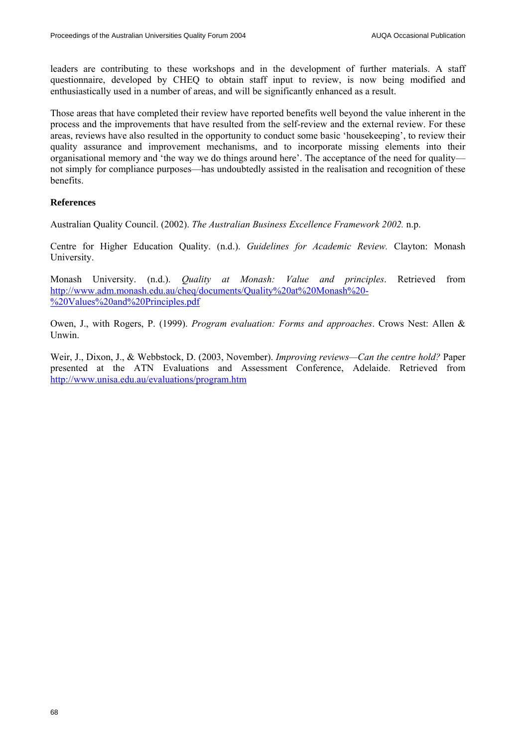leaders are contributing to these workshops and in the development of further materials. A staff questionnaire, developed by CHEQ to obtain staff input to review, is now being modified and enthusiastically used in a number of areas, and will be significantly enhanced as a result.

Those areas that have completed their review have reported benefits well beyond the value inherent in the process and the improvements that have resulted from the self-review and the external review. For these areas, reviews have also resulted in the opportunity to conduct some basic 'housekeeping', to review their quality assurance and improvement mechanisms, and to incorporate missing elements into their organisational memory and 'the way we do things around here'. The acceptance of the need for quality—not simply for compliance purposes—has undoubtedly assisted in the realisation and recognition of these benefits.

**References**

Australian Quality Council. (2002). *The Australian Business Excellence Framework 2002.* n.p.

Centre for Higher Education Quality. (n.d.). *Guidelines for Academic Review.* Clayton: Monash University.

Monash University. (n.d.). *Quality at Monash: Value and principles*. Retrieved from http://www.adm.monash.edu.au/cheq/documents/Quality%20at%20Monash%20-%20Values%20and%20Principles.pdf

Owen, J., with Rogers, P. (1999). *Program evaluation: Forms and approaches*. Crows Nest: Allen & Unwin.

Weir, J., Dixon, J., & Webbstock, D. (2003, November). *Improving reviews—Can the centre hold?* Paper presented at the ATN Evaluations and Assessment Conference, Adelaide. Retrieved from http://www.unisa.edu.au/evaluations/program.htm